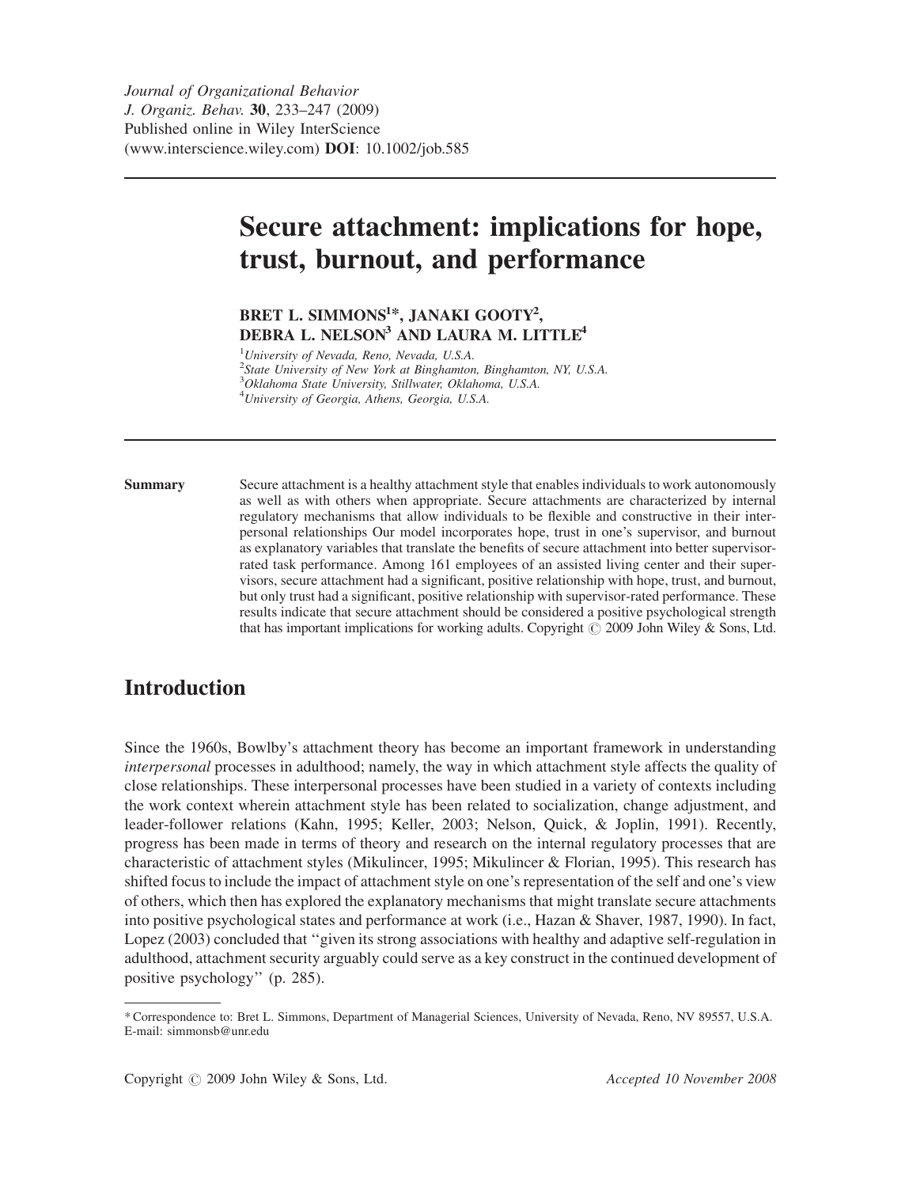Journal of Organizational Behavior
J. Organiz. Behav. **30**, 233–247 (2009)
Published online in Wiley InterScience
(www.interscience.wiley.com) **DOI**: 10.1002/job.585

# Secure attachment: implications for hope, trust, burnout, and performance

**BRET L. SIMMONS[1]*, JANAKI GOOTY[2], DEBRA L. NELSON[3] AND LAURA M. LITTLE[4]**

[1]*University of Nevada, Reno, Nevada, U.S.A.*
[2]*State University of New York at Binghamton, Binghamton, NY, U.S.A.*
[3]*Oklahoma State University, Stillwater, Oklahoma, U.S.A.*
[4]*University of Georgia, Athens, Georgia, U.S.A.*

**Summary** Secure attachment is a healthy attachment style that enables individuals to work autonomously as well as with others when appropriate. Secure attachments are characterized by internal regulatory mechanisms that allow individuals to be flexible and constructive in their interpersonal relationships Our model incorporates hope, trust in one's supervisor, and burnout as explanatory variables that translate the benefits of secure attachment into better supervisor-rated task performance. Among 161 employees of an assisted living center and their supervisors, secure attachment had a significant, positive relationship with hope, trust, and burnout, but only trust had a significant, positive relationship with supervisor-rated performance. These results indicate that secure attachment should be considered a positive psychological strength that has important implications for working adults. Copyright © 2009 John Wiley & Sons, Ltd.

## Introduction

Since the 1960s, Bowlby's attachment theory has become an important framework in understanding *interpersonal* processes in adulthood; namely, the way in which attachment style affects the quality of close relationships. These interpersonal processes have been studied in a variety of contexts including the work context wherein attachment style has been related to socialization, change adjustment, and leader-follower relations (Kahn, 1995; Keller, 2003; Nelson, Quick, & Joplin, 1991). Recently, progress has been made in terms of theory and research on the internal regulatory processes that are characteristic of attachment styles (Mikulincer, 1995; Mikulincer & Florian, 1995). This research has shifted focus to include the impact of attachment style on one's representation of the self and one's view of others, which then has explored the explanatory mechanisms that might translate secure attachments into positive psychological states and performance at work (i.e., Hazan & Shaver, 1987, 1990). In fact, Lopez (2003) concluded that "given its strong associations with healthy and adaptive self-regulation in adulthood, attachment security arguably could serve as a key construct in the continued development of positive psychology" (p. 285).

\* Correspondence to: Bret L. Simmons, Department of Managerial Sciences, University of Nevada, Reno, NV 89557, U.S.A. E-mail: simmonsb@unr.edu

Copyright © 2009 John Wiley & Sons, Ltd. *Accepted 10 November 2008*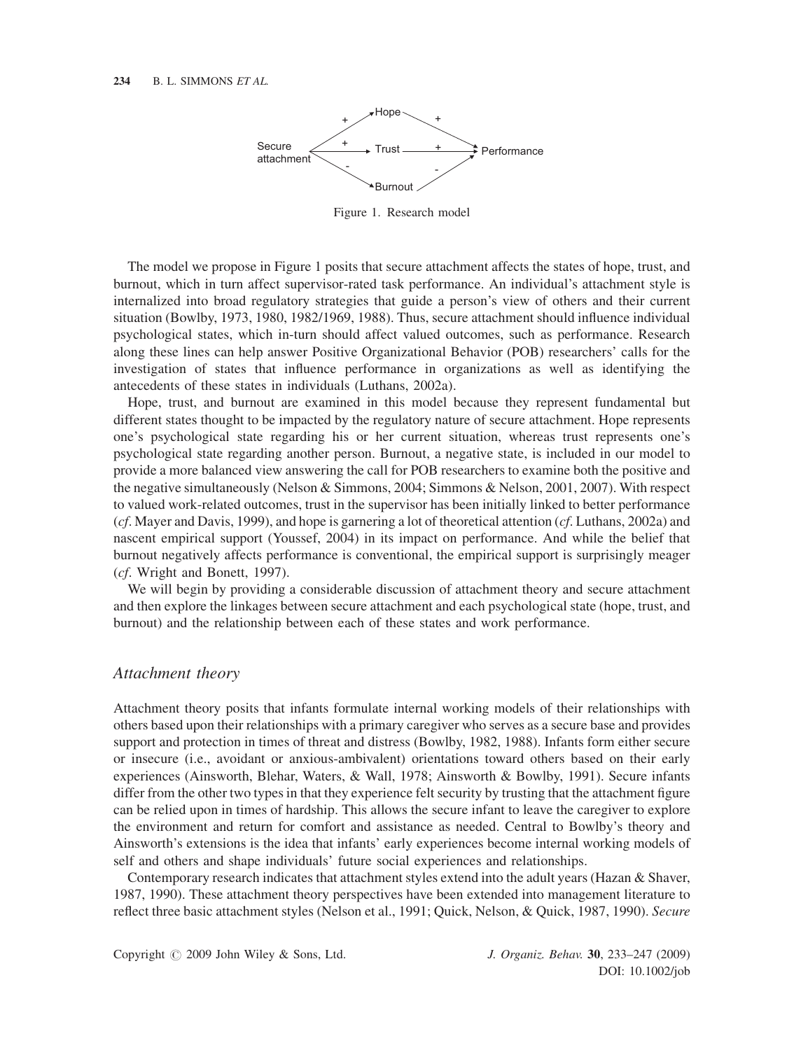Figure 1. Research model

The model we propose in Figure 1 posits that secure attachment affects the states of hope, trust, and burnout, which in turn affect supervisor-rated task performance. An individual's attachment style is internalized into broad regulatory strategies that guide a person's view of others and their current situation (Bowlby, 1973, 1980, 1982/1969, 1988). Thus, secure attachment should influence individual psychological states, which in-turn should affect valued outcomes, such as performance. Research along these lines can help answer Positive Organizational Behavior (POB) researchers' calls for the investigation of states that influence performance in organizations as well as identifying the antecedents of these states in individuals (Luthans, 2002a).

Hope, trust, and burnout are examined in this model because they represent fundamental but different states thought to be impacted by the regulatory nature of secure attachment. Hope represents one's psychological state regarding his or her current situation, whereas trust represents one's psychological state regarding another person. Burnout, a negative state, is included in our model to provide a more balanced view answering the call for POB researchers to examine both the positive and the negative simultaneously (Nelson & Simmons, 2004; Simmons & Nelson, 2001, 2007). With respect to valued work-related outcomes, trust in the supervisor has been initially linked to better performance (*cf*. Mayer and Davis, 1999), and hope is garnering a lot of theoretical attention (*cf*. Luthans, 2002a) and nascent empirical support (Youssef, 2004) in its impact on performance. And while the belief that burnout negatively affects performance is conventional, the empirical support is surprisingly meager (*cf*. Wright and Bonett, 1997).

We will begin by providing a considerable discussion of attachment theory and secure attachment and then explore the linkages between secure attachment and each psychological state (hope, trust, and burnout) and the relationship between each of these states and work performance.

## *Attachment theory*

Attachment theory posits that infants formulate internal working models of their relationships with others based upon their relationships with a primary caregiver who serves as a secure base and provides support and protection in times of threat and distress (Bowlby, 1982, 1988). Infants form either secure or insecure (i.e., avoidant or anxious-ambivalent) orientations toward others based on their early experiences (Ainsworth, Blehar, Waters, & Wall, 1978; Ainsworth & Bowlby, 1991). Secure infants differ from the other two types in that they experience felt security by trusting that the attachment figure can be relied upon in times of hardship. This allows the secure infant to leave the caregiver to explore the environment and return for comfort and assistance as needed. Central to Bowlby's theory and Ainsworth's extensions is the idea that infants' early experiences become internal working models of self and others and shape individuals' future social experiences and relationships.

Contemporary research indicates that attachment styles extend into the adult years (Hazan & Shaver, 1987, 1990). These attachment theory perspectives have been extended into management literature to reflect three basic attachment styles (Nelson et al., 1991; Quick, Nelson, & Quick, 1987, 1990). *Secure*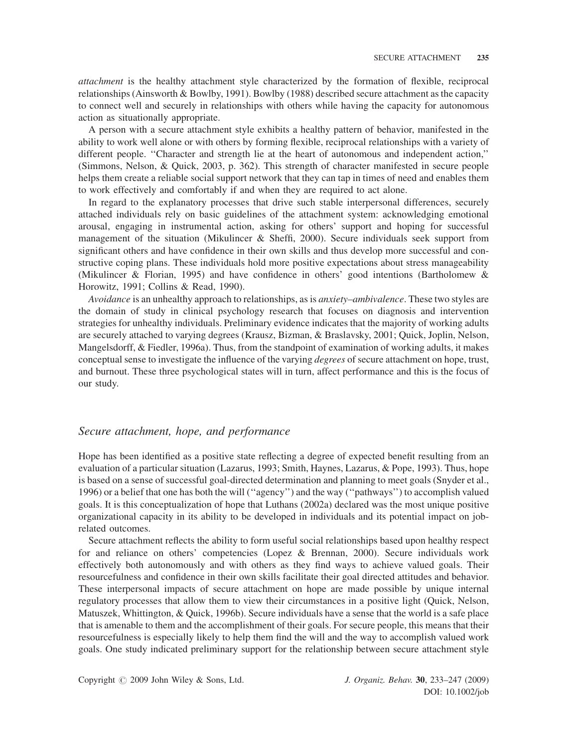*attachment* is the healthy attachment style characterized by the formation of flexible, reciprocal relationships (Ainsworth & Bowlby, 1991). Bowlby (1988) described secure attachment as the capacity to connect well and securely in relationships with others while having the capacity for autonomous action as situationally appropriate.

A person with a secure attachment style exhibits a healthy pattern of behavior, manifested in the ability to work well alone or with others by forming flexible, reciprocal relationships with a variety of different people. ''Character and strength lie at the heart of autonomous and independent action,'' (Simmons, Nelson, & Quick, 2003, p. 362). This strength of character manifested in secure people helps them create a reliable social support network that they can tap in times of need and enables them to work effectively and comfortably if and when they are required to act alone.

In regard to the explanatory processes that drive such stable interpersonal differences, securely attached individuals rely on basic guidelines of the attachment system: acknowledging emotional arousal, engaging in instrumental action, asking for others' support and hoping for successful management of the situation (Mikulincer & Sheffi, 2000). Secure individuals seek support from significant others and have confidence in their own skills and thus develop more successful and constructive coping plans. These individuals hold more positive expectations about stress manageability (Mikulincer & Florian, 1995) and have confidence in others' good intentions (Bartholomew & Horowitz, 1991; Collins & Read, 1990).

*Avoidance* is an unhealthy approach to relationships, as is *anxiety–ambivalence*. These two styles are the domain of study in clinical psychology research that focuses on diagnosis and intervention strategies for unhealthy individuals. Preliminary evidence indicates that the majority of working adults are securely attached to varying degrees (Krausz, Bizman, & Braslavsky, 2001; Quick, Joplin, Nelson, Mangelsdorff, & Fiedler, 1996a). Thus, from the standpoint of examination of working adults, it makes conceptual sense to investigate the influence of the varying *degrees* of secure attachment on hope, trust, and burnout. These three psychological states will in turn, affect performance and this is the focus of our study.

## *Secure attachment, hope, and performance*

Hope has been identified as a positive state reflecting a degree of expected benefit resulting from an evaluation of a particular situation (Lazarus, 1993; Smith, Haynes, Lazarus, & Pope, 1993). Thus, hope is based on a sense of successful goal-directed determination and planning to meet goals (Snyder et al., 1996) or a belief that one has both the will (''agency'') and the way (''pathways'') to accomplish valued goals. It is this conceptualization of hope that Luthans (2002a) declared was the most unique positive organizational capacity in its ability to be developed in individuals and its potential impact on job-related outcomes.

Secure attachment reflects the ability to form useful social relationships based upon healthy respect for and reliance on others' competencies (Lopez & Brennan, 2000). Secure individuals work effectively both autonomously and with others as they find ways to achieve valued goals. Their resourcefulness and confidence in their own skills facilitate their goal directed attitudes and behavior. These interpersonal impacts of secure attachment on hope are made possible by unique internal regulatory processes that allow them to view their circumstances in a positive light (Quick, Nelson, Matuszek, Whittington, & Quick, 1996b). Secure individuals have a sense that the world is a safe place that is amenable to them and the accomplishment of their goals. For secure people, this means that their resourcefulness is especially likely to help them find the will and the way to accomplish valued work goals. One study indicated preliminary support for the relationship between secure attachment style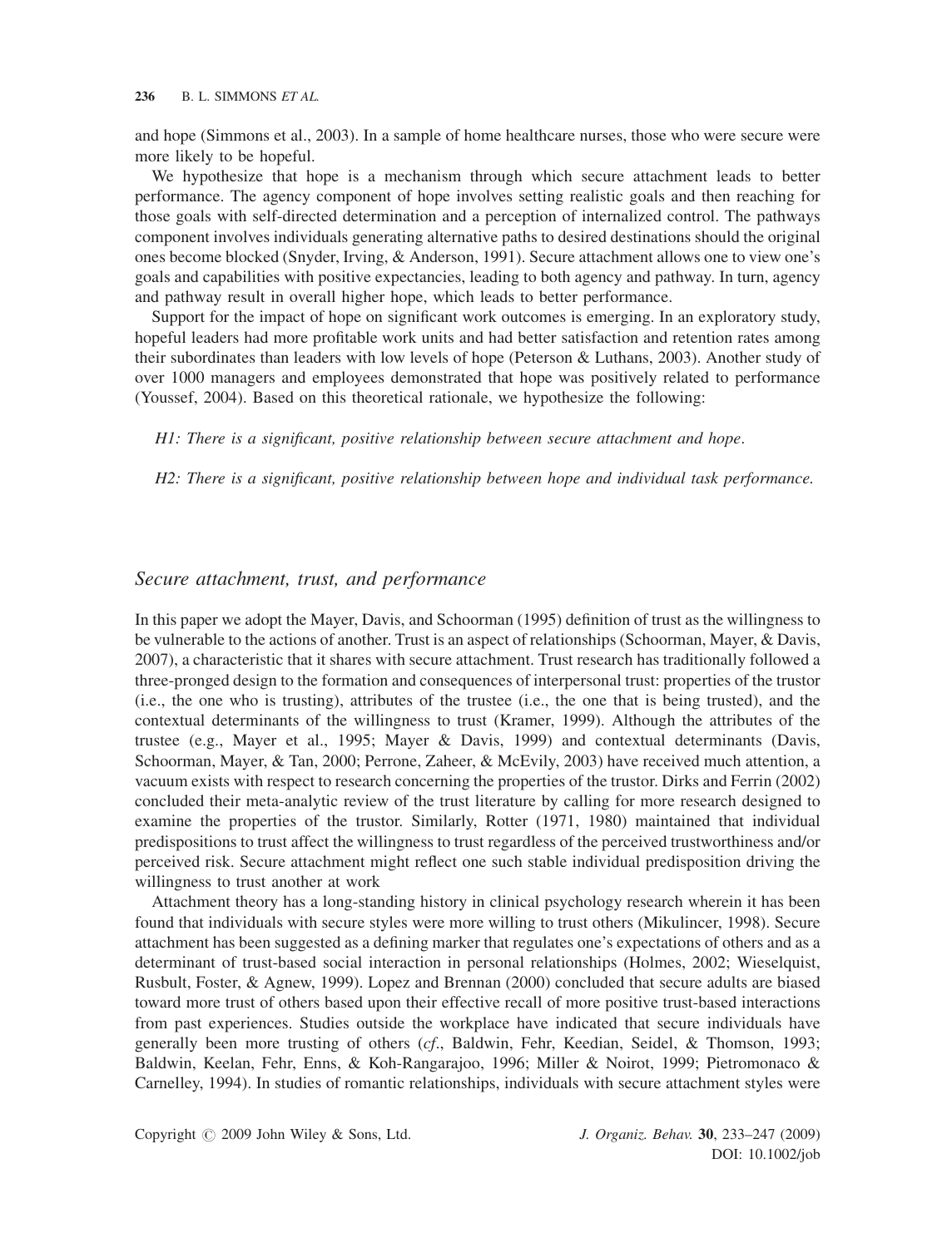and hope (Simmons et al., 2003). In a sample of home healthcare nurses, those who were secure were more likely to be hopeful.

We hypothesize that hope is a mechanism through which secure attachment leads to better performance. The agency component of hope involves setting realistic goals and then reaching for those goals with self-directed determination and a perception of internalized control. The pathways component involves individuals generating alternative paths to desired destinations should the original ones become blocked (Snyder, Irving, & Anderson, 1991). Secure attachment allows one to view one's goals and capabilities with positive expectancies, leading to both agency and pathway. In turn, agency and pathway result in overall higher hope, which leads to better performance.

Support for the impact of hope on significant work outcomes is emerging. In an exploratory study, hopeful leaders had more profitable work units and had better satisfaction and retention rates among their subordinates than leaders with low levels of hope (Peterson & Luthans, 2003). Another study of over 1000 managers and employees demonstrated that hope was positively related to performance (Youssef, 2004). Based on this theoretical rationale, we hypothesize the following:

*H1: There is a significant, positive relationship between secure attachment and hope.*

*H2: There is a significant, positive relationship between hope and individual task performance.*

## *Secure attachment, trust, and performance*

In this paper we adopt the Mayer, Davis, and Schoorman (1995) definition of trust as the willingness to be vulnerable to the actions of another. Trust is an aspect of relationships (Schoorman, Mayer, & Davis, 2007), a characteristic that it shares with secure attachment. Trust research has traditionally followed a three-pronged design to the formation and consequences of interpersonal trust: properties of the trustor (i.e., the one who is trusting), attributes of the trustee (i.e., the one that is being trusted), and the contextual determinants of the willingness to trust (Kramer, 1999). Although the attributes of the trustee (e.g., Mayer et al., 1995; Mayer & Davis, 1999) and contextual determinants (Davis, Schoorman, Mayer, & Tan, 2000; Perrone, Zaheer, & McEvily, 2003) have received much attention, a vacuum exists with respect to research concerning the properties of the trustor. Dirks and Ferrin (2002) concluded their meta-analytic review of the trust literature by calling for more research designed to examine the properties of the trustor. Similarly, Rotter (1971, 1980) maintained that individual predispositions to trust affect the willingness to trust regardless of the perceived trustworthiness and/or perceived risk. Secure attachment might reflect one such stable individual predisposition driving the willingness to trust another at work

Attachment theory has a long-standing history in clinical psychology research wherein it has been found that individuals with secure styles were more willing to trust others (Mikulincer, 1998). Secure attachment has been suggested as a defining marker that regulates one's expectations of others and as a determinant of trust-based social interaction in personal relationships (Holmes, 2002; Wieselquist, Rusbult, Foster, & Agnew, 1999). Lopez and Brennan (2000) concluded that secure adults are biased toward more trust of others based upon their effective recall of more positive trust-based interactions from past experiences. Studies outside the workplace have indicated that secure individuals have generally been more trusting of others (*cf*., Baldwin, Fehr, Keedian, Seidel, & Thomson, 1993; Baldwin, Keelan, Fehr, Enns, & Koh-Rangarajoo, 1996; Miller & Noirot, 1999; Pietromonaco & Carnelley, 1994). In studies of romantic relationships, individuals with secure attachment styles were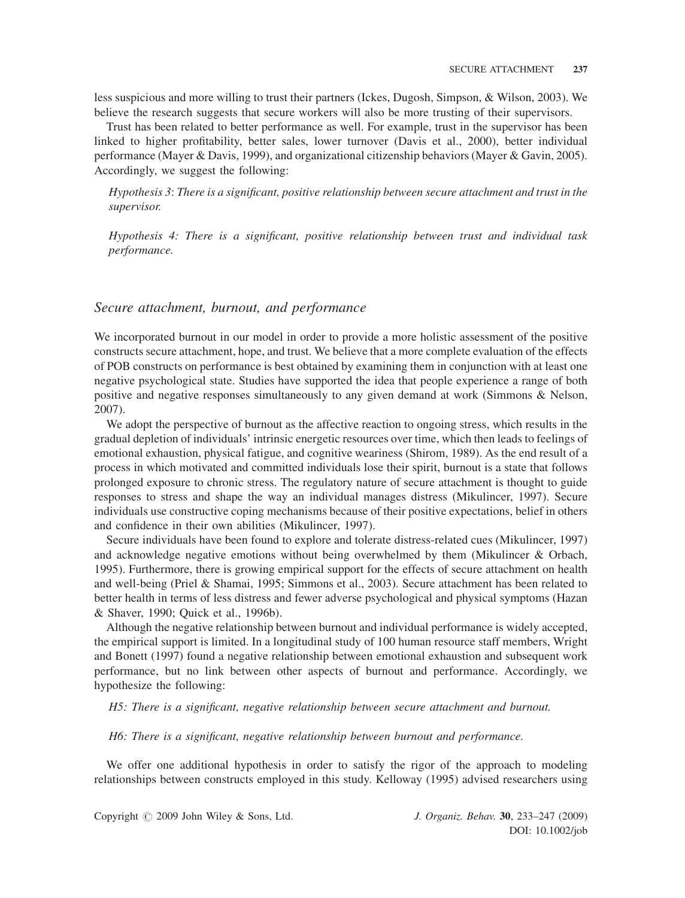less suspicious and more willing to trust their partners (Ickes, Dugosh, Simpson, & Wilson, 2003). We believe the research suggests that secure workers will also be more trusting of their supervisors.

Trust has been related to better performance as well. For example, trust in the supervisor has been linked to higher profitability, better sales, lower turnover (Davis et al., 2000), better individual performance (Mayer & Davis, 1999), and organizational citizenship behaviors (Mayer & Gavin, 2005). Accordingly, we suggest the following:

> *Hypothesis 3*: *There is a significant, positive relationship between secure attachment and trust in the supervisor.*

> *Hypothesis 4: There is a significant, positive relationship between trust and individual task performance.*

## *Secure attachment, burnout, and performance*

We incorporated burnout in our model in order to provide a more holistic assessment of the positive constructs secure attachment, hope, and trust. We believe that a more complete evaluation of the effects of POB constructs on performance is best obtained by examining them in conjunction with at least one negative psychological state. Studies have supported the idea that people experience a range of both positive and negative responses simultaneously to any given demand at work (Simmons & Nelson, 2007).

We adopt the perspective of burnout as the affective reaction to ongoing stress, which results in the gradual depletion of individuals' intrinsic energetic resources over time, which then leads to feelings of emotional exhaustion, physical fatigue, and cognitive weariness (Shirom, 1989). As the end result of a process in which motivated and committed individuals lose their spirit, burnout is a state that follows prolonged exposure to chronic stress. The regulatory nature of secure attachment is thought to guide responses to stress and shape the way an individual manages distress (Mikulincer, 1997). Secure individuals use constructive coping mechanisms because of their positive expectations, belief in others and confidence in their own abilities (Mikulincer, 1997).

Secure individuals have been found to explore and tolerate distress-related cues (Mikulincer, 1997) and acknowledge negative emotions without being overwhelmed by them (Mikulincer & Orbach, 1995). Furthermore, there is growing empirical support for the effects of secure attachment on health and well-being (Priel & Shamai, 1995; Simmons et al., 2003). Secure attachment has been related to better health in terms of less distress and fewer adverse psychological and physical symptoms (Hazan & Shaver, 1990; Quick et al., 1996b).

Although the negative relationship between burnout and individual performance is widely accepted, the empirical support is limited. In a longitudinal study of 100 human resource staff members, Wright and Bonett (1997) found a negative relationship between emotional exhaustion and subsequent work performance, but no link between other aspects of burnout and performance. Accordingly, we hypothesize the following:

> *H5: There is a significant, negative relationship between secure attachment and burnout.*

> *H6: There is a significant, negative relationship between burnout and performance.*

We offer one additional hypothesis in order to satisfy the rigor of the approach to modeling relationships between constructs employed in this study. Kelloway (1995) advised researchers using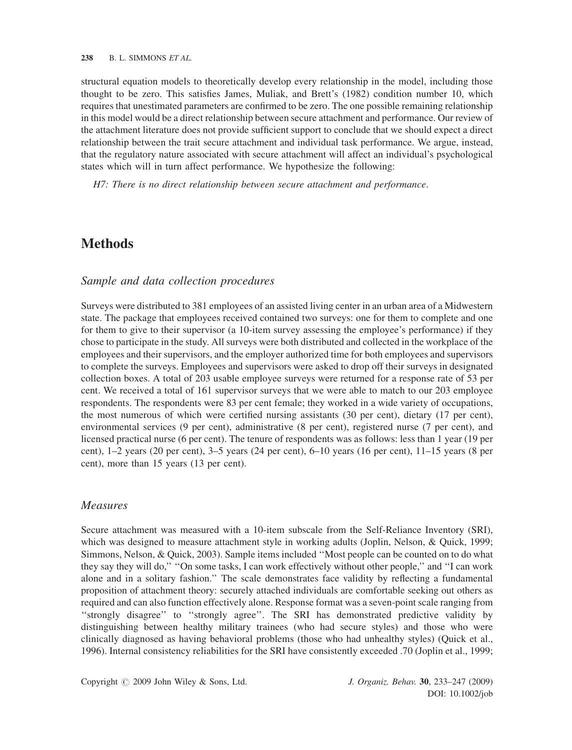structural equation models to theoretically develop every relationship in the model, including those thought to be zero. This satisfies James, Muliak, and Brett's (1982) condition number 10, which requires that unestimated parameters are confirmed to be zero. The one possible remaining relationship in this model would be a direct relationship between secure attachment and performance. Our review of the attachment literature does not provide sufficient support to conclude that we should expect a direct relationship between the trait secure attachment and individual task performance. We argue, instead, that the regulatory nature associated with secure attachment will affect an individual's psychological states which will in turn affect performance. We hypothesize the following:

*H7: There is no direct relationship between secure attachment and performance.*

# Methods

## Sample and data collection procedures

Surveys were distributed to 381 employees of an assisted living center in an urban area of a Midwestern state. The package that employees received contained two surveys: one for them to complete and one for them to give to their supervisor (a 10-item survey assessing the employee's performance) if they chose to participate in the study. All surveys were both distributed and collected in the workplace of the employees and their supervisors, and the employer authorized time for both employees and supervisors to complete the surveys. Employees and supervisors were asked to drop off their surveys in designated collection boxes. A total of 203 usable employee surveys were returned for a response rate of 53 per cent. We received a total of 161 supervisor surveys that we were able to match to our 203 employee respondents. The respondents were 83 per cent female; they worked in a wide variety of occupations, the most numerous of which were certified nursing assistants (30 per cent), dietary (17 per cent), environmental services (9 per cent), administrative (8 per cent), registered nurse (7 per cent), and licensed practical nurse (6 per cent). The tenure of respondents was as follows: less than 1 year (19 per cent), 1–2 years (20 per cent), 3–5 years (24 per cent), 6–10 years (16 per cent), 11–15 years (8 per cent), more than 15 years (13 per cent).

## Measures

Secure attachment was measured with a 10-item subscale from the Self-Reliance Inventory (SRI), which was designed to measure attachment style in working adults (Joplin, Nelson, & Quick, 1999; Simmons, Nelson, & Quick, 2003). Sample items included ''Most people can be counted on to do what they say they will do,'' ''On some tasks, I can work effectively without other people,'' and ''I can work alone and in a solitary fashion.'' The scale demonstrates face validity by reflecting a fundamental proposition of attachment theory: securely attached individuals are comfortable seeking out others as required and can also function effectively alone. Response format was a seven-point scale ranging from ''strongly disagree'' to ''strongly agree''. The SRI has demonstrated predictive validity by distinguishing between healthy military trainees (who had secure styles) and those who were clinically diagnosed as having behavioral problems (those who had unhealthy styles) (Quick et al., 1996). Internal consistency reliabilities for the SRI have consistently exceeded .70 (Joplin et al., 1999;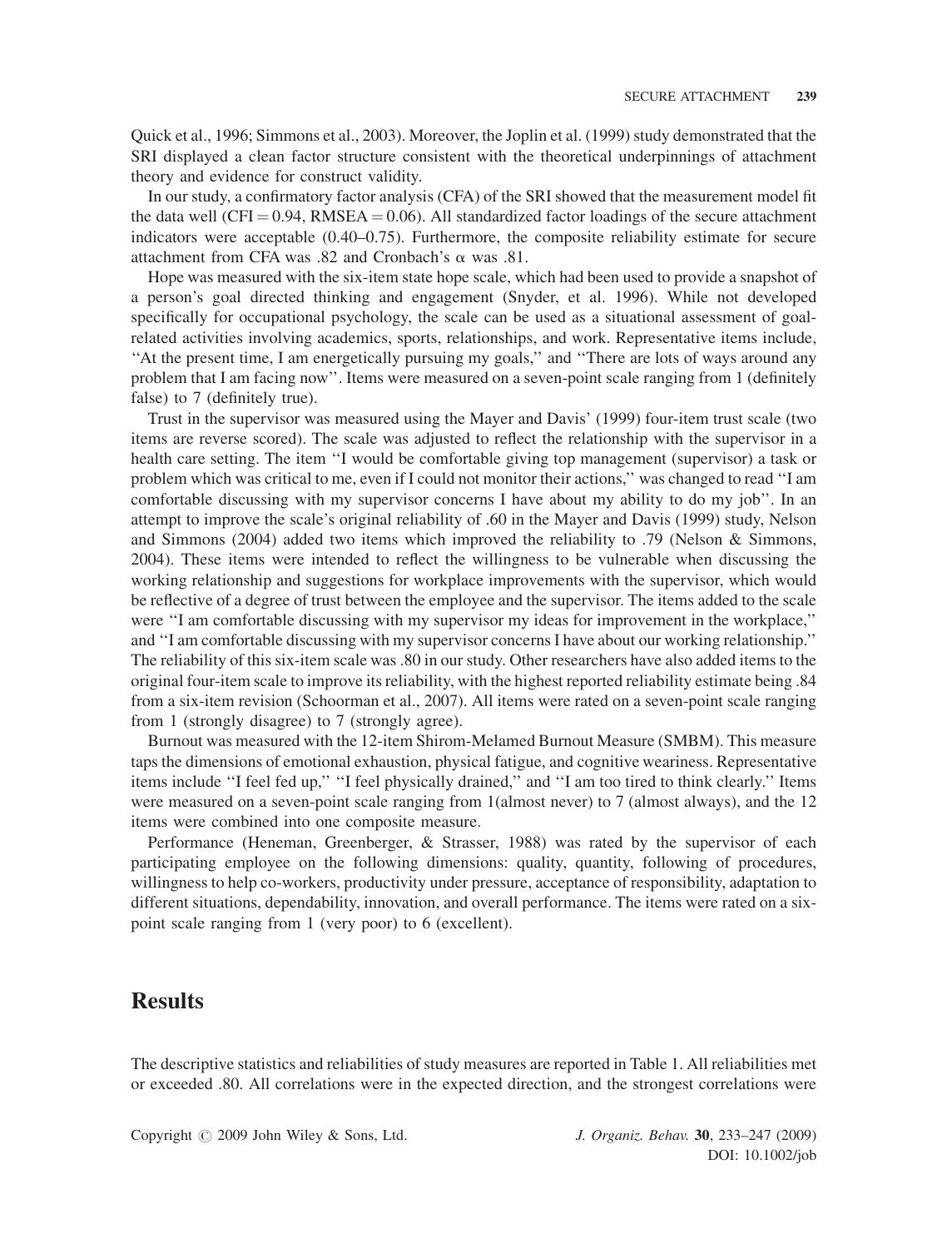Quick et al., 1996; Simmons et al., 2003). Moreover, the Joplin et al. (1999) study demonstrated that the SRI displayed a clean factor structure consistent with the theoretical underpinnings of attachment theory and evidence for construct validity.

In our study, a confirmatory factor analysis (CFA) of the SRI showed that the measurement model fit the data well (CFI = 0.94, RMSEA = 0.06). All standardized factor loadings of the secure attachment indicators were acceptable (0.40–0.75). Furthermore, the composite reliability estimate for secure attachment from CFA was .82 and Cronbach's $\alpha$ was .81.

Hope was measured with the six-item state hope scale, which had been used to provide a snapshot of a person's goal directed thinking and engagement (Snyder, et al. 1996). While not developed specifically for occupational psychology, the scale can be used as a situational assessment of goal-related activities involving academics, sports, relationships, and work. Representative items include, "At the present time, I am energetically pursuing my goals," and "There are lots of ways around any problem that I am facing now". Items were measured on a seven-point scale ranging from 1 (definitely false) to 7 (definitely true).

Trust in the supervisor was measured using the Mayer and Davis' (1999) four-item trust scale (two items are reverse scored). The scale was adjusted to reflect the relationship with the supervisor in a health care setting. The item "I would be comfortable giving top management (supervisor) a task or problem which was critical to me, even if I could not monitor their actions," was changed to read "I am comfortable discussing with my supervisor concerns I have about my ability to do my job". In an attempt to improve the scale's original reliability of .60 in the Mayer and Davis (1999) study, Nelson and Simmons (2004) added two items which improved the reliability to .79 (Nelson & Simmons, 2004). These items were intended to reflect the willingness to be vulnerable when discussing the working relationship and suggestions for workplace improvements with the supervisor, which would be reflective of a degree of trust between the employee and the supervisor. The items added to the scale were "I am comfortable discussing with my supervisor my ideas for improvement in the workplace," and "I am comfortable discussing with my supervisor concerns I have about our working relationship." The reliability of this six-item scale was .80 in our study. Other researchers have also added items to the original four-item scale to improve its reliability, with the highest reported reliability estimate being .84 from a six-item revision (Schoorman et al., 2007). All items were rated on a seven-point scale ranging from 1 (strongly disagree) to 7 (strongly agree).

Burnout was measured with the 12-item Shirom-Melamed Burnout Measure (SMBM). This measure taps the dimensions of emotional exhaustion, physical fatigue, and cognitive weariness. Representative items include "I feel fed up," "I feel physically drained," and "I am too tired to think clearly." Items were measured on a seven-point scale ranging from 1(almost never) to 7 (almost always), and the 12 items were combined into one composite measure.

Performance (Heneman, Greenberger, & Strasser, 1988) was rated by the supervisor of each participating employee on the following dimensions: quality, quantity, following of procedures, willingness to help co-workers, productivity under pressure, acceptance of responsibility, adaptation to different situations, dependability, innovation, and overall performance. The items were rated on a six-point scale ranging from 1 (very poor) to 6 (excellent).

## Results

The descriptive statistics and reliabilities of study measures are reported in Table 1. All reliabilities met or exceeded .80. All correlations were in the expected direction, and the strongest correlations were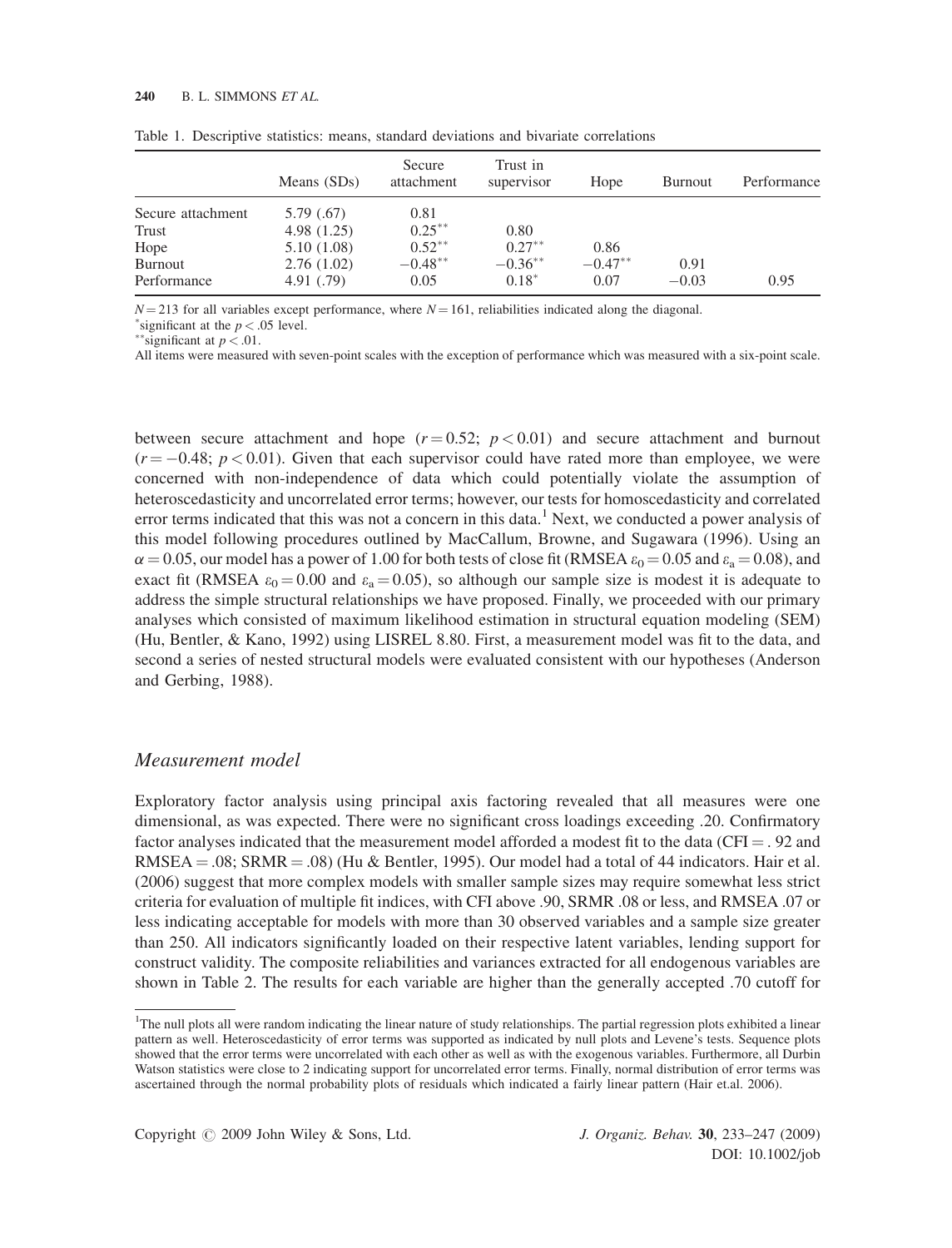Table 1. Descriptive statistics: means, standard deviations and bivariate correlations

| | Means (SDs) | Secure attachment | Trust in supervisor | Hope | Burnout | Performance |
|---|---|---|---|---|---|---|
| Secure attachment | 5.79 (.67) | 0.81 | | | | |
| Trust | 4.98 (1.25) | $0.25^{**}$ | 0.80 | | | |
| Hope | 5.10 (1.08) | $0.52^{**}$ | $0.27^{**}$ | 0.86 | | |
| Burnout | 2.76 (1.02) | $-0.48^{**}$ | $-0.36^{**}$ | $-0.47^{**}$ | 0.91 | |
| Performance | 4.91 (.79) | 0.05 | $0.18^{*}$ | 0.07 | $-0.03$ | 0.95 |

$N = 213$ for all variables except performance, where $N = 161$, reliabilities indicated along the diagonal.
*significant at the $p < .05$ level.
**significant at $p < .01$.
All items were measured with seven-point scales with the exception of performance which was measured with a six-point scale.

between secure attachment and hope ($r = 0.52$; $p < 0.01$) and secure attachment and burnout ($r = -0.48$; $p < 0.01$). Given that each supervisor could have rated more than employee, we were concerned with non-independence of data which could potentially violate the assumption of heteroscedasticity and uncorrelated error terms; however, our tests for homoscedasticity and correlated error terms indicated that this was not a concern in this data.[1] Next, we conducted a power analysis of this model following procedures outlined by MacCallum, Browne, and Sugawara (1996). Using an $\alpha = 0.05$, our model has a power of 1.00 for both tests of close fit (RMSEA $\varepsilon_0 = 0.05$ and $\varepsilon_a = 0.08$), and exact fit (RMSEA $\varepsilon_0 = 0.00$ and $\varepsilon_a = 0.05$), so although our sample size is modest it is adequate to address the simple structural relationships we have proposed. Finally, we proceeded with our primary analyses which consisted of maximum likelihood estimation in structural equation modeling (SEM) (Hu, Bentler, & Kano, 1992) using LISREL 8.80. First, a measurement model was fit to the data, and second a series of nested structural models were evaluated consistent with our hypotheses (Anderson and Gerbing, 1988).

## Measurement model

Exploratory factor analysis using principal axis factoring revealed that all measures were one dimensional, as was expected. There were no significant cross loadings exceeding .20. Confirmatory factor analyses indicated that the measurement model afforded a modest fit to the data (CFI = . 92 and RMSEA = .08; SRMR = .08) (Hu & Bentler, 1995). Our model had a total of 44 indicators. Hair et al. (2006) suggest that more complex models with smaller sample sizes may require somewhat less strict criteria for evaluation of multiple fit indices, with CFI above .90, SRMR .08 or less, and RMSEA .07 or less indicating acceptable for models with more than 30 observed variables and a sample size greater than 250. All indicators significantly loaded on their respective latent variables, lending support for construct validity. The composite reliabilities and variances extracted for all endogenous variables are shown in Table 2. The results for each variable are higher than the generally accepted .70 cutoff for

[1]The null plots all were random indicating the linear nature of study relationships. The partial regression plots exhibited a linear pattern as well. Heteroscedasticity of error terms was supported as indicated by null plots and Levene's tests. Sequence plots showed that the error terms were uncorrelated with each other as well as with the exogenous variables. Furthermore, all Durbin Watson statistics were close to 2 indicating support for uncorrelated error terms. Finally, normal distribution of error terms was ascertained through the normal probability plots of residuals which indicated a fairly linear pattern (Hair et.al. 2006).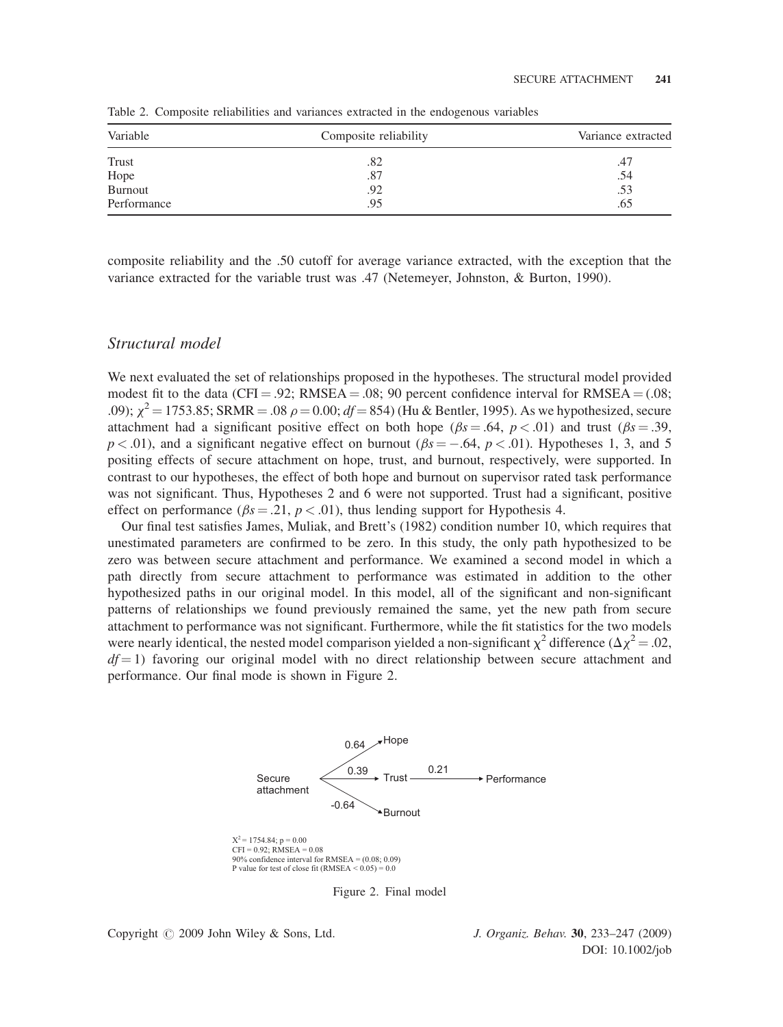Table 2. Composite reliabilities and variances extracted in the endogenous variables

| Variable | Composite reliability | Variance extracted |
|---|---|---|
| Trust | .82 | .47 |
| Hope | .87 | .54 |
| Burnout | .92 | .53 |
| Performance | .95 | .65 |

composite reliability and the .50 cutoff for average variance extracted, with the exception that the variance extracted for the variable trust was .47 (Netemeyer, Johnston, & Burton, 1990).

## *Structural model*

We next evaluated the set of relationships proposed in the hypotheses. The structural model provided modest fit to the data (CFI = .92; RMSEA = .08; 90 percent confidence interval for RMSEA = (.08; .09); $\chi^2 = 1753.85$; SRMR = .08 $\rho = 0.00$; $df = 854$) (Hu & Bentler, 1995). As we hypothesized, secure attachment had a significant positive effect on both hope ($\beta s = .64$, $p < .01$) and trust ($\beta s = .39$, $p < .01$), and a significant negative effect on burnout ($\beta s = -.64$, $p < .01$). Hypotheses 1, 3, and 5 positing effects of secure attachment on hope, trust, and burnout, respectively, were supported. In contrast to our hypotheses, the effect of both hope and burnout on supervisor rated task performance was not significant. Thus, Hypotheses 2 and 6 were not supported. Trust had a significant, positive effect on performance ($\beta s = .21$, $p < .01$), thus lending support for Hypothesis 4.

Our final test satisfies James, Muliak, and Brett's (1982) condition number 10, which requires that unestimated parameters are confirmed to be zero. In this study, the only path hypothesized to be zero was between secure attachment and performance. We examined a second model in which a path directly from secure attachment to performance was estimated in addition to the other hypothesized paths in our original model. In this model, all of the significant and non-significant patterns of relationships we found previously remained the same, yet the new path from secure attachment to performance was not significant. Furthermore, while the fit statistics for the two models were nearly identical, the nested model comparison yielded a non-significant $\chi^2$ difference ($\Delta\chi^2 = .02$, $df = 1$) favoring our original model with no direct relationship between secure attachment and performance. Our final mode is shown in Figure 2.

Secure attachment → Hope (0.64); Secure attachment → Trust (0.39); Trust → Performance (0.21); Secure attachment → Burnout (-0.64)

$X^2 = 1754.84$; p = 0.00
CFI = 0.92; RMSEA = 0.08
90% confidence interval for RMSEA = (0.08; 0.09)
P value for test of close fit (RMSEA < 0.05) = 0.0

Figure 2. Final model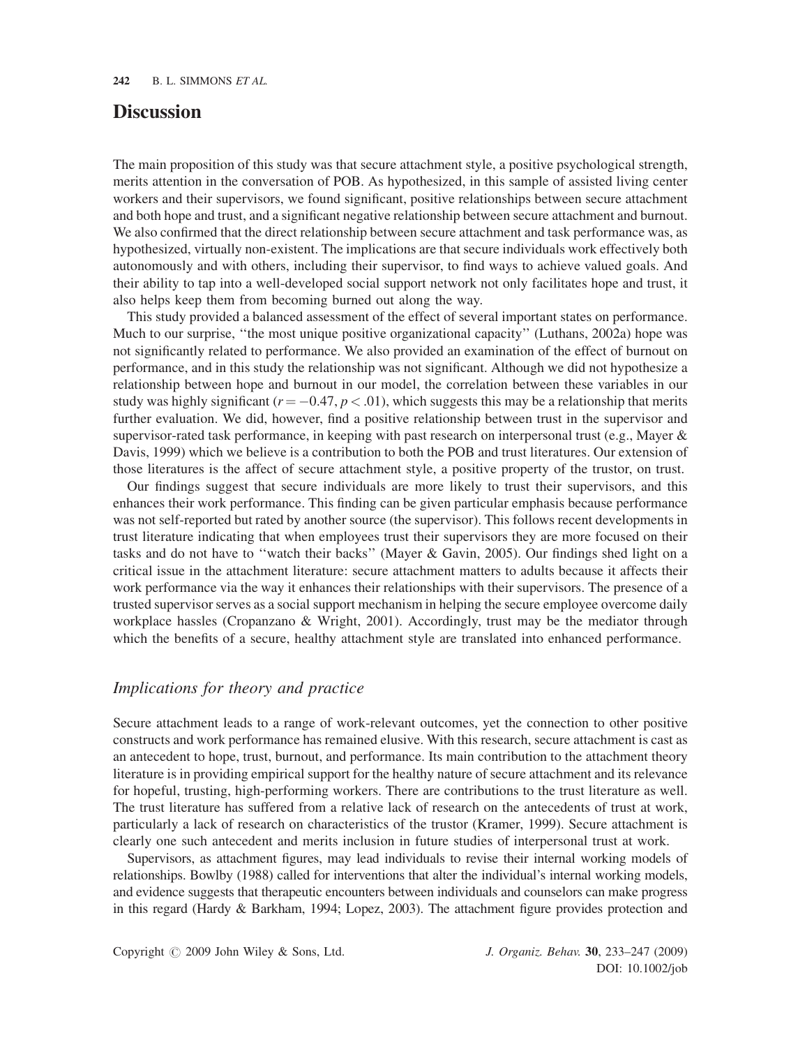## Discussion

The main proposition of this study was that secure attachment style, a positive psychological strength, merits attention in the conversation of POB. As hypothesized, in this sample of assisted living center workers and their supervisors, we found significant, positive relationships between secure attachment and both hope and trust, and a significant negative relationship between secure attachment and burnout. We also confirmed that the direct relationship between secure attachment and task performance was, as hypothesized, virtually non-existent. The implications are that secure individuals work effectively both autonomously and with others, including their supervisor, to find ways to achieve valued goals. And their ability to tap into a well-developed social support network not only facilitates hope and trust, it also helps keep them from becoming burned out along the way.

This study provided a balanced assessment of the effect of several important states on performance. Much to our surprise, "the most unique positive organizational capacity" (Luthans, 2002a) hope was not significantly related to performance. We also provided an examination of the effect of burnout on performance, and in this study the relationship was not significant. Although we did not hypothesize a relationship between hope and burnout in our model, the correlation between these variables in our study was highly significant ($r = -0.47, p < .01$), which suggests this may be a relationship that merits further evaluation. We did, however, find a positive relationship between trust in the supervisor and supervisor-rated task performance, in keeping with past research on interpersonal trust (e.g., Mayer & Davis, 1999) which we believe is a contribution to both the POB and trust literatures. Our extension of those literatures is the affect of secure attachment style, a positive property of the trustor, on trust.

Our findings suggest that secure individuals are more likely to trust their supervisors, and this enhances their work performance. This finding can be given particular emphasis because performance was not self-reported but rated by another source (the supervisor). This follows recent developments in trust literature indicating that when employees trust their supervisors they are more focused on their tasks and do not have to "watch their backs" (Mayer & Gavin, 2005). Our findings shed light on a critical issue in the attachment literature: secure attachment matters to adults because it affects their work performance via the way it enhances their relationships with their supervisors. The presence of a trusted supervisor serves as a social support mechanism in helping the secure employee overcome daily workplace hassles (Cropanzano & Wright, 2001). Accordingly, trust may be the mediator through which the benefits of a secure, healthy attachment style are translated into enhanced performance.

### *Implications for theory and practice*

Secure attachment leads to a range of work-relevant outcomes, yet the connection to other positive constructs and work performance has remained elusive. With this research, secure attachment is cast as an antecedent to hope, trust, burnout, and performance. Its main contribution to the attachment theory literature is in providing empirical support for the healthy nature of secure attachment and its relevance for hopeful, trusting, high-performing workers. There are contributions to the trust literature as well. The trust literature has suffered from a relative lack of research on the antecedents of trust at work, particularly a lack of research on characteristics of the trustor (Kramer, 1999). Secure attachment is clearly one such antecedent and merits inclusion in future studies of interpersonal trust at work.

Supervisors, as attachment figures, may lead individuals to revise their internal working models of relationships. Bowlby (1988) called for interventions that alter the individual's internal working models, and evidence suggests that therapeutic encounters between individuals and counselors can make progress in this regard (Hardy & Barkham, 1994; Lopez, 2003). The attachment figure provides protection and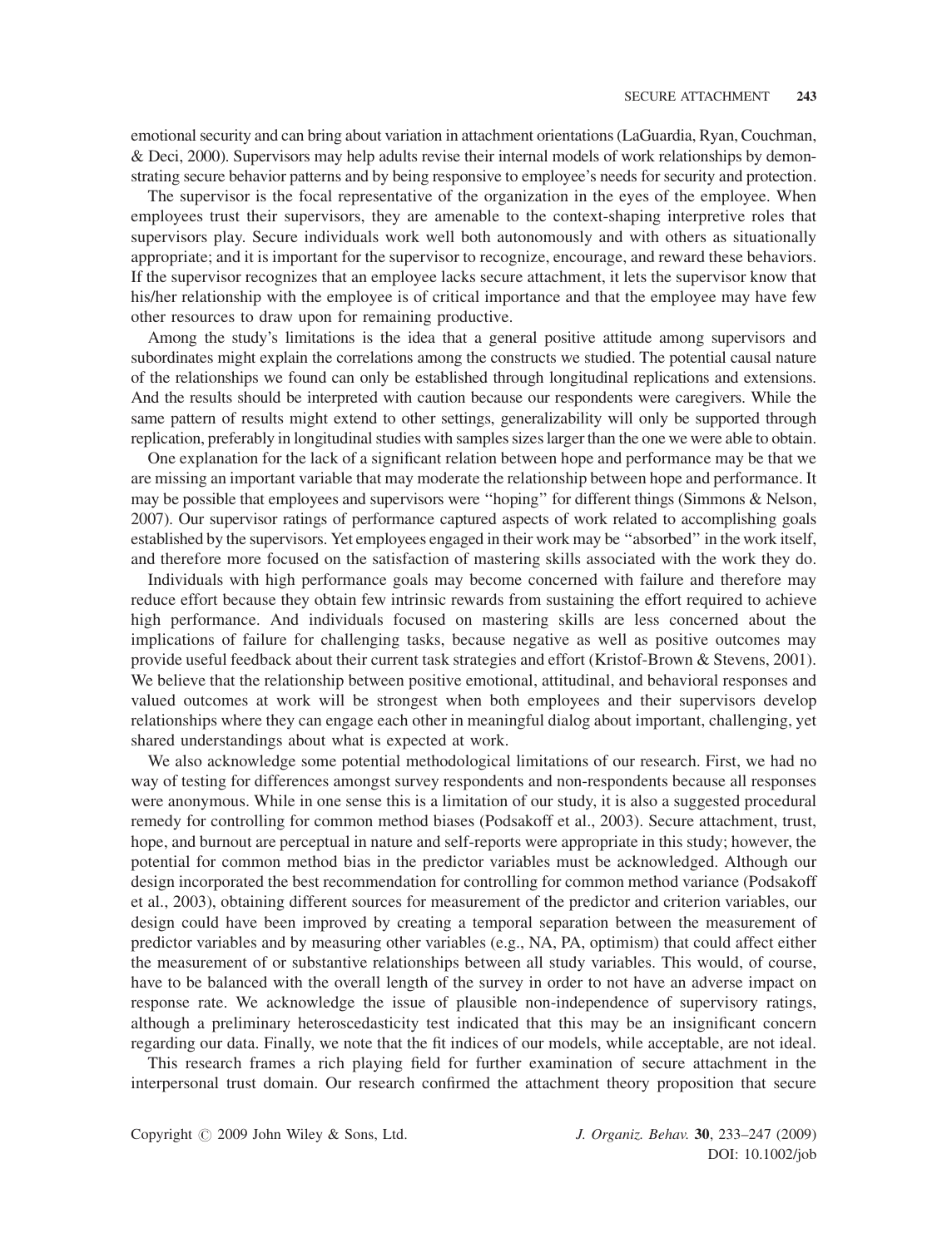emotional security and can bring about variation in attachment orientations (LaGuardia, Ryan, Couchman, & Deci, 2000). Supervisors may help adults revise their internal models of work relationships by demonstrating secure behavior patterns and by being responsive to employee's needs for security and protection.

The supervisor is the focal representative of the organization in the eyes of the employee. When employees trust their supervisors, they are amenable to the context-shaping interpretive roles that supervisors play. Secure individuals work well both autonomously and with others as situationally appropriate; and it is important for the supervisor to recognize, encourage, and reward these behaviors. If the supervisor recognizes that an employee lacks secure attachment, it lets the supervisor know that his/her relationship with the employee is of critical importance and that the employee may have few other resources to draw upon for remaining productive.

Among the study's limitations is the idea that a general positive attitude among supervisors and subordinates might explain the correlations among the constructs we studied. The potential causal nature of the relationships we found can only be established through longitudinal replications and extensions. And the results should be interpreted with caution because our respondents were caregivers. While the same pattern of results might extend to other settings, generalizability will only be supported through replication, preferably in longitudinal studies with samples sizes larger than the one we were able to obtain.

One explanation for the lack of a significant relation between hope and performance may be that we are missing an important variable that may moderate the relationship between hope and performance. It may be possible that employees and supervisors were ''hoping'' for different things (Simmons & Nelson, 2007). Our supervisor ratings of performance captured aspects of work related to accomplishing goals established by the supervisors. Yet employees engaged in their work may be ''absorbed'' in the work itself, and therefore more focused on the satisfaction of mastering skills associated with the work they do.

Individuals with high performance goals may become concerned with failure and therefore may reduce effort because they obtain few intrinsic rewards from sustaining the effort required to achieve high performance. And individuals focused on mastering skills are less concerned about the implications of failure for challenging tasks, because negative as well as positive outcomes may provide useful feedback about their current task strategies and effort (Kristof-Brown & Stevens, 2001). We believe that the relationship between positive emotional, attitudinal, and behavioral responses and valued outcomes at work will be strongest when both employees and their supervisors develop relationships where they can engage each other in meaningful dialog about important, challenging, yet shared understandings about what is expected at work.

We also acknowledge some potential methodological limitations of our research. First, we had no way of testing for differences amongst survey respondents and non-respondents because all responses were anonymous. While in one sense this is a limitation of our study, it is also a suggested procedural remedy for controlling for common method biases (Podsakoff et al., 2003). Secure attachment, trust, hope, and burnout are perceptual in nature and self-reports were appropriate in this study; however, the potential for common method bias in the predictor variables must be acknowledged. Although our design incorporated the best recommendation for controlling for common method variance (Podsakoff et al., 2003), obtaining different sources for measurement of the predictor and criterion variables, our design could have been improved by creating a temporal separation between the measurement of predictor variables and by measuring other variables (e.g., NA, PA, optimism) that could affect either the measurement of or substantive relationships between all study variables. This would, of course, have to be balanced with the overall length of the survey in order to not have an adverse impact on response rate. We acknowledge the issue of plausible non-independence of supervisory ratings, although a preliminary heteroscedasticity test indicated that this may be an insignificant concern regarding our data. Finally, we note that the fit indices of our models, while acceptable, are not ideal.

This research frames a rich playing field for further examination of secure attachment in the interpersonal trust domain. Our research confirmed the attachment theory proposition that secure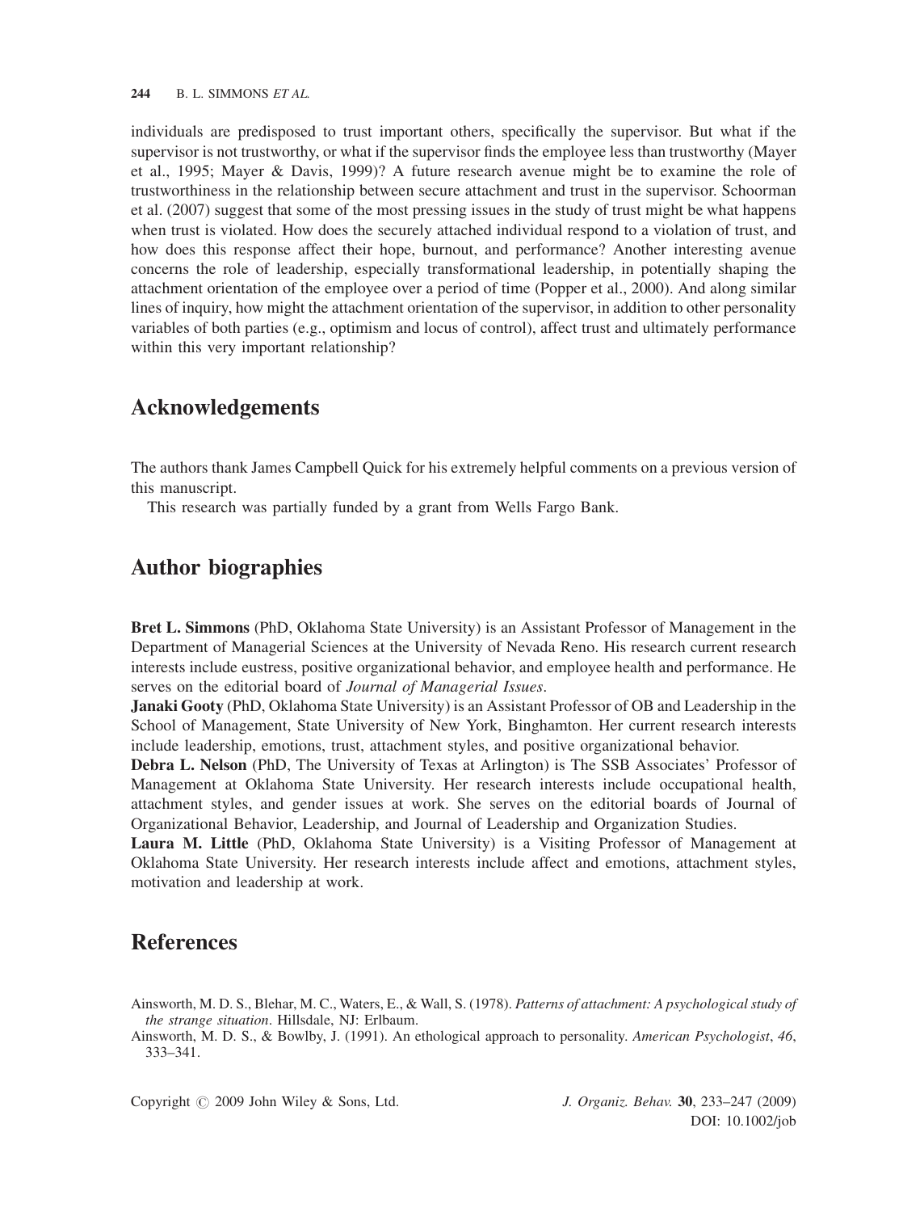individuals are predisposed to trust important others, specifically the supervisor. But what if the supervisor is not trustworthy, or what if the supervisor finds the employee less than trustworthy (Mayer et al., 1995; Mayer & Davis, 1999)? A future research avenue might be to examine the role of trustworthiness in the relationship between secure attachment and trust in the supervisor. Schoorman et al. (2007) suggest that some of the most pressing issues in the study of trust might be what happens when trust is violated. How does the securely attached individual respond to a violation of trust, and how does this response affect their hope, burnout, and performance? Another interesting avenue concerns the role of leadership, especially transformational leadership, in potentially shaping the attachment orientation of the employee over a period of time (Popper et al., 2000). And along similar lines of inquiry, how might the attachment orientation of the supervisor, in addition to other personality variables of both parties (e.g., optimism and locus of control), affect trust and ultimately performance within this very important relationship?

## Acknowledgements

The authors thank James Campbell Quick for his extremely helpful comments on a previous version of this manuscript.

This research was partially funded by a grant from Wells Fargo Bank.

## Author biographies

**Bret L. Simmons** (PhD, Oklahoma State University) is an Assistant Professor of Management in the Department of Managerial Sciences at the University of Nevada Reno. His research current research interests include eustress, positive organizational behavior, and employee health and performance. He serves on the editorial board of *Journal of Managerial Issues*.

**Janaki Gooty** (PhD, Oklahoma State University) is an Assistant Professor of OB and Leadership in the School of Management, State University of New York, Binghamton. Her current research interests include leadership, emotions, trust, attachment styles, and positive organizational behavior.

**Debra L. Nelson** (PhD, The University of Texas at Arlington) is The SSB Associates' Professor of Management at Oklahoma State University. Her research interests include occupational health, attachment styles, and gender issues at work. She serves on the editorial boards of Journal of Organizational Behavior, Leadership, and Journal of Leadership and Organization Studies.

**Laura M. Little** (PhD, Oklahoma State University) is a Visiting Professor of Management at Oklahoma State University. Her research interests include affect and emotions, attachment styles, motivation and leadership at work.

## References

Ainsworth, M. D. S., Blehar, M. C., Waters, E., & Wall, S. (1978). *Patterns of attachment: A psychological study of the strange situation*. Hillsdale, NJ: Erlbaum.

Ainsworth, M. D. S., & Bowlby, J. (1991). An ethological approach to personality. *American Psychologist*, *46*, 333–341.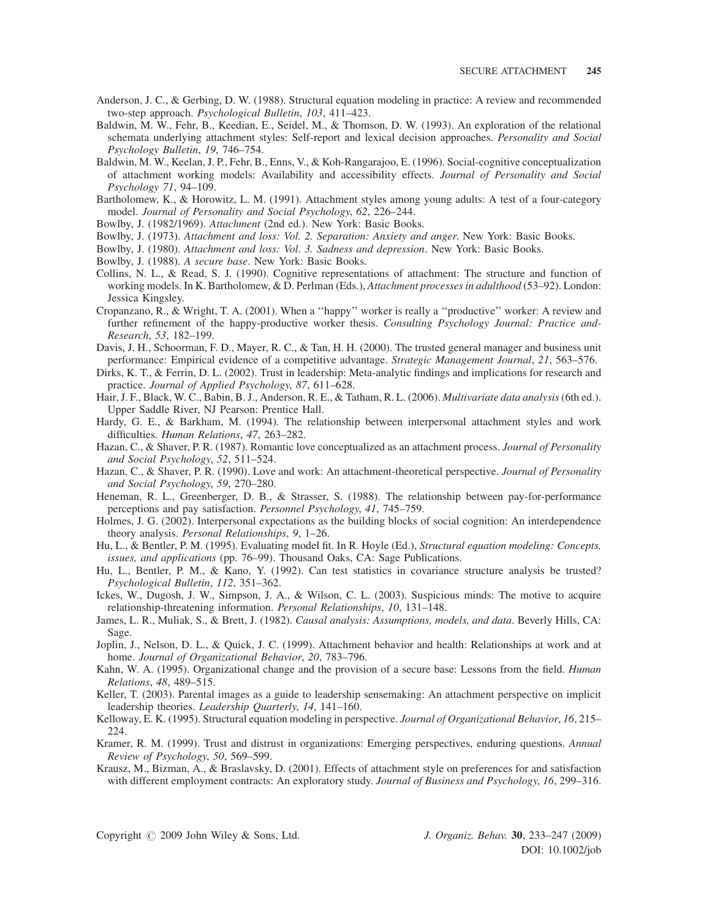Anderson, J. C., & Gerbing, D. W. (1988). Structural equation modeling in practice: A review and recommended two-step approach. *Psychological Bulletin*, *103*, 411–423.

Baldwin, M. W., Fehr, B., Keedian, E., Seidel, M., & Thomson, D. W. (1993). An exploration of the relational schemata underlying attachment styles: Self-report and lexical decision approaches. *Personality and Social Psychology Bulletin*, *19*, 746–754.

Baldwin, M. W., Keelan, J. P., Fehr, B., Enns, V., & Koh-Rangarajoo, E. (1996). Social-cognitive conceptualization of attachment working models: Availability and accessibility effects. *Journal of Personality and Social Psychology 71*, 94–109.

Bartholomew, K., & Horowitz, L. M. (1991). Attachment styles among young adults: A test of a four-category model. *Journal of Personality and Social Psychology*, *62*, 226–244.

Bowlby, J. (1982/1969). *Attachment* (2nd ed.). New York: Basic Books.

Bowlby, J. (1973). *Attachment and loss: Vol. 2. Separation: Anxiety and anger*. New York: Basic Books.

Bowlby, J. (1980). *Attachment and loss: Vol. 3. Sadness and depression*. New York: Basic Books.

Bowlby, J. (1988). *A secure base*. New York: Basic Books.

Collins, N. L., & Read, S. J. (1990). Cognitive representations of attachment: The structure and function of working models. In K. Bartholomew, & D. Perlman (Eds.), *Attachment processes in adulthood* (53–92). London: Jessica Kingsley.

Cropanzano, R., & Wright, T. A. (2001). When a ''happy'' worker is really a ''productive'' worker: A review and further refinement of the happy-productive worker thesis. *Consulting Psychology Journal: Practice and-Research*, *53*, 182–199.

Davis, J. H., Schoorman, F. D., Mayer, R. C., & Tan, H. H. (2000). The trusted general manager and business unit performance: Empirical evidence of a competitive advantage. *Strategic Management Journal*, *21*, 563–576.

Dirks, K. T., & Ferrin, D. L. (2002). Trust in leadership: Meta-analytic findings and implications for research and practice. *Journal of Applied Psychology*, *87*, 611–628.

Hair, J. F., Black, W. C., Babin, B. J., Anderson, R. E., & Tatham, R. L. (2006). *Multivariate data analysis* (6th ed.). Upper Saddle River, NJ Pearson: Prentice Hall.

Hardy, G. E., & Barkham, M. (1994). The relationship between interpersonal attachment styles and work difficulties. *Human Relations*, *47*, 263–282.

Hazan, C., & Shaver, P. R. (1987). Romantic love conceptualized as an attachment process. *Journal of Personality and Social Psychology*, *52*, 511–524.

Hazan, C., & Shaver, P. R. (1990). Love and work: An attachment-theoretical perspective. *Journal of Personality and Social Psychology*, *59*, 270–280.

Heneman, R. L., Greenberger, D. B., & Strasser, S. (1988). The relationship between pay-for-performance perceptions and pay satisfaction. *Personnel Psychology*, *41*, 745–759.

Holmes, J. G. (2002). Interpersonal expectations as the building blocks of social cognition: An interdependence theory analysis. *Personal Relationships*, *9*, 1–26.

Hu, L., & Bentler, P. M. (1995). Evaluating model fit. In R. Hoyle (Ed.), *Structural equation modeling: Concepts, issues, and applications* (pp. 76–99). Thousand Oaks, CA: Sage Publications.

Hu, L., Bentler, P. M., & Kano, Y. (1992). Can test statistics in covariance structure analysis be trusted? *Psychological Bulletin*, *112*, 351–362.

Ickes, W., Dugosh, J. W., Simpson, J. A., & Wilson, C. L. (2003). Suspicious minds: The motive to acquire relationship-threatening information. *Personal Relationships*, *10*, 131–148.

James, L. R., Muliak, S., & Brett, J. (1982). *Causal analysis: Assumptions, models, and data*. Beverly Hills, CA: Sage.

Joplin, J., Nelson, D. L., & Quick, J. C. (1999). Attachment behavior and health: Relationships at work and at home. *Journal of Organizational Behavior*, *20*, 783–796.

Kahn, W. A. (1995). Organizational change and the provision of a secure base: Lessons from the field. *Human Relations*, *48*, 489–515.

Keller, T. (2003). Parental images as a guide to leadership sensemaking: An attachment perspective on implicit leadership theories. *Leadership Quarterly*, *14*, 141–160.

Kelloway, E. K. (1995). Structural equation modeling in perspective. *Journal of Organizational Behavior*, *16*, 215–224.

Kramer, R. M. (1999). Trust and distrust in organizations: Emerging perspectives, enduring questions. *Annual Review of Psychology*, *50*, 569–599.

Krausz, M., Bizman, A., & Braslavsky, D. (2001). Effects of attachment style on preferences for and satisfaction with different employment contracts: An exploratory study. *Journal of Business and Psychology*, *16*, 299–316.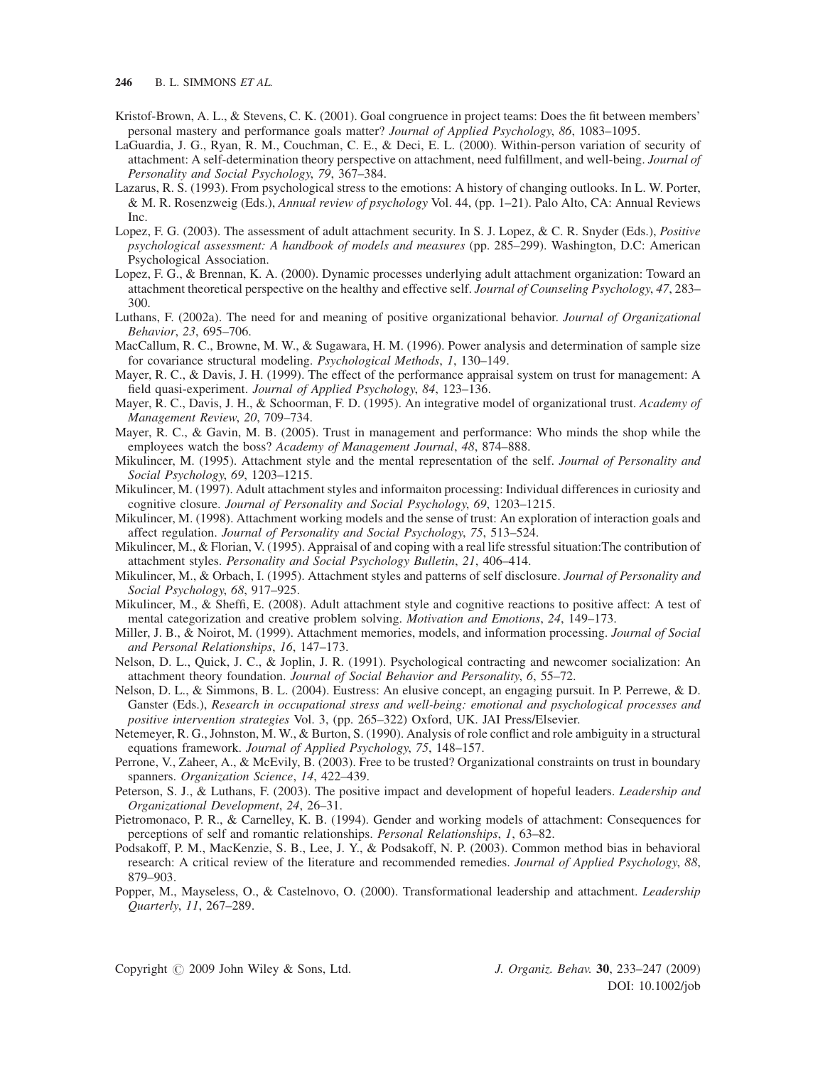Kristof-Brown, A. L., & Stevens, C. K. (2001). Goal congruence in project teams: Does the fit between members' personal mastery and performance goals matter? *Journal of Applied Psychology*, *86*, 1083–1095.

LaGuardia, J. G., Ryan, R. M., Couchman, C. E., & Deci, E. L. (2000). Within-person variation of security of attachment: A self-determination theory perspective on attachment, need fulfillment, and well-being. *Journal of Personality and Social Psychology*, *79*, 367–384.

Lazarus, R. S. (1993). From psychological stress to the emotions: A history of changing outlooks. In L. W. Porter, & M. R. Rosenzweig (Eds.), *Annual review of psychology* Vol. 44, (pp. 1–21). Palo Alto, CA: Annual Reviews Inc.

Lopez, F. G. (2003). The assessment of adult attachment security. In S. J. Lopez, & C. R. Snyder (Eds.), *Positive psychological assessment: A handbook of models and measures* (pp. 285–299). Washington, D.C: American Psychological Association.

Lopez, F. G., & Brennan, K. A. (2000). Dynamic processes underlying adult attachment organization: Toward an attachment theoretical perspective on the healthy and effective self. *Journal of Counseling Psychology*, *47*, 283–300.

Luthans, F. (2002a). The need for and meaning of positive organizational behavior. *Journal of Organizational Behavior*, *23*, 695–706.

MacCallum, R. C., Browne, M. W., & Sugawara, H. M. (1996). Power analysis and determination of sample size for covariance structural modeling. *Psychological Methods*, *1*, 130–149.

Mayer, R. C., & Davis, J. H. (1999). The effect of the performance appraisal system on trust for management: A field quasi-experiment. *Journal of Applied Psychology*, *84*, 123–136.

Mayer, R. C., Davis, J. H., & Schoorman, F. D. (1995). An integrative model of organizational trust. *Academy of Management Review*, *20*, 709–734.

Mayer, R. C., & Gavin, M. B. (2005). Trust in management and performance: Who minds the shop while the employees watch the boss? *Academy of Management Journal*, *48*, 874–888.

Mikulincer, M. (1995). Attachment style and the mental representation of the self. *Journal of Personality and Social Psychology*, *69*, 1203–1215.

Mikulincer, M. (1997). Adult attachment styles and informaiton processing: Individual differences in curiosity and cognitive closure. *Journal of Personality and Social Psychology*, *69*, 1203–1215.

Mikulincer, M. (1998). Attachment working models and the sense of trust: An exploration of interaction goals and affect regulation. *Journal of Personality and Social Psychology*, *75*, 513–524.

Mikulincer, M., & Florian, V. (1995). Appraisal of and coping with a real life stressful situation:The contribution of attachment styles. *Personality and Social Psychology Bulletin*, *21*, 406–414.

Mikulincer, M., & Orbach, I. (1995). Attachment styles and patterns of self disclosure. *Journal of Personality and Social Psychology*, *68*, 917–925.

Mikulincer, M., & Sheffi, E. (2008). Adult attachment style and cognitive reactions to positive affect: A test of mental categorization and creative problem solving. *Motivation and Emotions*, *24*, 149–173.

Miller, J. B., & Noirot, M. (1999). Attachment memories, models, and information processing. *Journal of Social and Personal Relationships*, *16*, 147–173.

Nelson, D. L., Quick, J. C., & Joplin, J. R. (1991). Psychological contracting and newcomer socialization: An attachment theory foundation. *Journal of Social Behavior and Personality*, *6*, 55–72.

Nelson, D. L., & Simmons, B. L. (2004). Eustress: An elusive concept, an engaging pursuit. In P. Perrewe, & D. Ganster (Eds.), *Research in occupational stress and well-being: emotional and psychological processes and positive intervention strategies* Vol. 3, (pp. 265–322) Oxford, UK. JAI Press/Elsevier.

Netemeyer, R. G., Johnston, M. W., & Burton, S. (1990). Analysis of role conflict and role ambiguity in a structural equations framework. *Journal of Applied Psychology*, *75*, 148–157.

Perrone, V., Zaheer, A., & McEvily, B. (2003). Free to be trusted? Organizational constraints on trust in boundary spanners. *Organization Science*, *14*, 422–439.

Peterson, S. J., & Luthans, F. (2003). The positive impact and development of hopeful leaders. *Leadership and Organizational Development*, *24*, 26–31.

Pietromonaco, P. R., & Carnelley, K. B. (1994). Gender and working models of attachment: Consequences for perceptions of self and romantic relationships. *Personal Relationships*, *1*, 63–82.

Podsakoff, P. M., MacKenzie, S. B., Lee, J. Y., & Podsakoff, N. P. (2003). Common method bias in behavioral research: A critical review of the literature and recommended remedies. *Journal of Applied Psychology*, *88*, 879–903.

Popper, M., Mayseless, O., & Castelnovo, O. (2000). Transformational leadership and attachment. *Leadership Quarterly*, *11*, 267–289.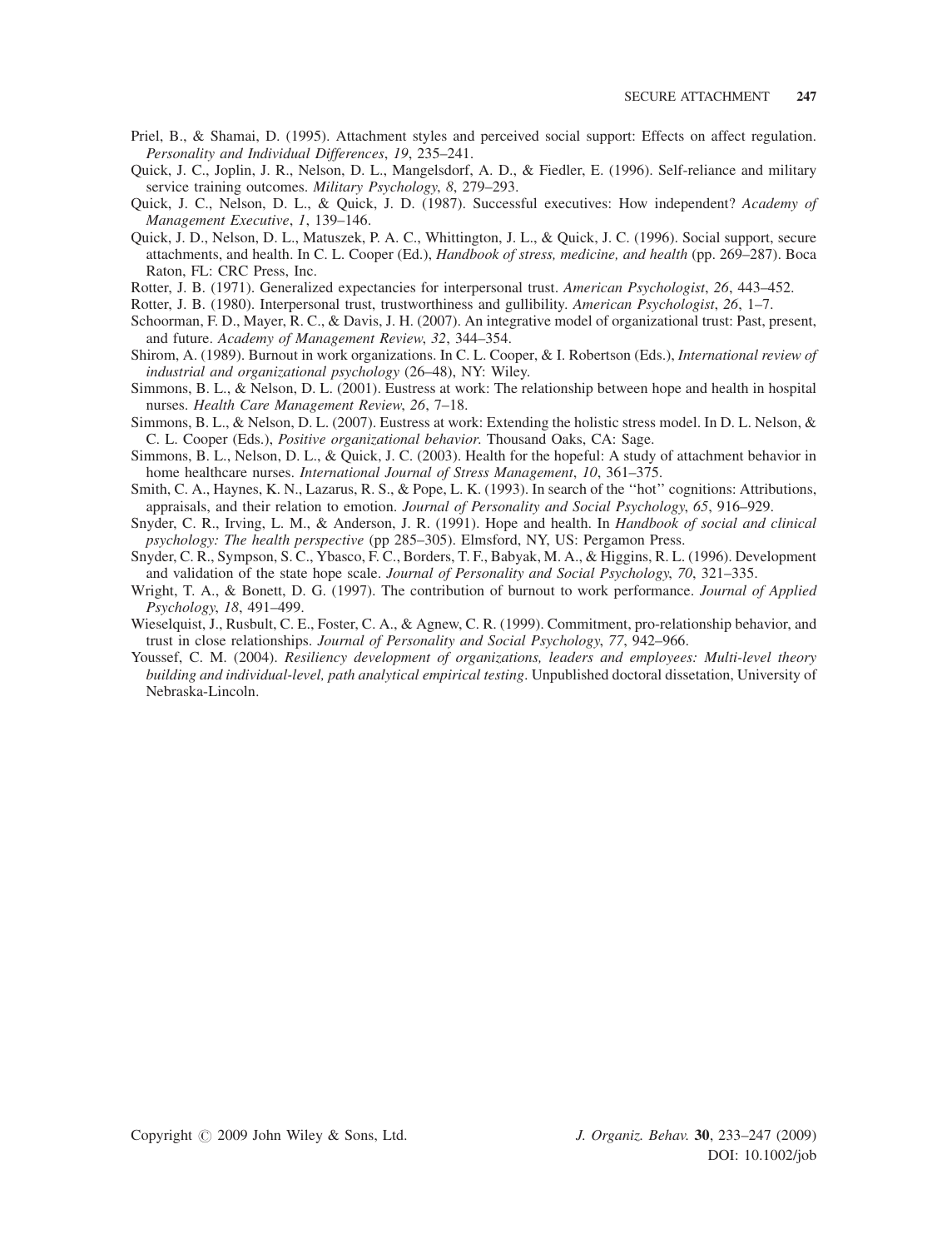Priel, B., & Shamai, D. (1995). Attachment styles and perceived social support: Effects on affect regulation. *Personality and Individual Differences*, *19*, 235–241.

Quick, J. C., Joplin, J. R., Nelson, D. L., Mangelsdorf, A. D., & Fiedler, E. (1996). Self-reliance and military service training outcomes. *Military Psychology*, *8*, 279–293.

Quick, J. C., Nelson, D. L., & Quick, J. D. (1987). Successful executives: How independent? *Academy of Management Executive*, *1*, 139–146.

Quick, J. D., Nelson, D. L., Matuszek, P. A. C., Whittington, J. L., & Quick, J. C. (1996). Social support, secure attachments, and health. In C. L. Cooper (Ed.), *Handbook of stress, medicine, and health* (pp. 269–287). Boca Raton, FL: CRC Press, Inc.

Rotter, J. B. (1971). Generalized expectancies for interpersonal trust. *American Psychologist*, *26*, 443–452.

Rotter, J. B. (1980). Interpersonal trust, trustworthiness and gullibility. *American Psychologist*, *26*, 1–7.

Schoorman, F. D., Mayer, R. C., & Davis, J. H. (2007). An integrative model of organizational trust: Past, present, and future. *Academy of Management Review*, *32*, 344–354.

Shirom, A. (1989). Burnout in work organizations. In C. L. Cooper, & I. Robertson (Eds.), *International review of industrial and organizational psychology* (26–48), NY: Wiley.

Simmons, B. L., & Nelson, D. L. (2001). Eustress at work: The relationship between hope and health in hospital nurses. *Health Care Management Review*, *26*, 7–18.

Simmons, B. L., & Nelson, D. L. (2007). Eustress at work: Extending the holistic stress model. In D. L. Nelson, & C. L. Cooper (Eds.), *Positive organizational behavior.* Thousand Oaks, CA: Sage.

Simmons, B. L., Nelson, D. L., & Quick, J. C. (2003). Health for the hopeful: A study of attachment behavior in home healthcare nurses. *International Journal of Stress Management*, *10*, 361–375.

Smith, C. A., Haynes, K. N., Lazarus, R. S., & Pope, L. K. (1993). In search of the ''hot'' cognitions: Attributions, appraisals, and their relation to emotion. *Journal of Personality and Social Psychology*, *65*, 916–929.

Snyder, C. R., Irving, L. M., & Anderson, J. R. (1991). Hope and health. In *Handbook of social and clinical psychology: The health perspective* (pp 285–305). Elmsford, NY, US: Pergamon Press.

Snyder, C. R., Sympson, S. C., Ybasco, F. C., Borders, T. F., Babyak, M. A., & Higgins, R. L. (1996). Development and validation of the state hope scale. *Journal of Personality and Social Psychology*, *70*, 321–335.

Wright, T. A., & Bonett, D. G. (1997). The contribution of burnout to work performance. *Journal of Applied Psychology*, *18*, 491–499.

Wieselquist, J., Rusbult, C. E., Foster, C. A., & Agnew, C. R. (1999). Commitment, pro-relationship behavior, and trust in close relationships. *Journal of Personality and Social Psychology*, *77*, 942–966.

Youssef, C. M. (2004). *Resiliency development of organizations, leaders and employees: Multi-level theory building and individual-level, path analytical empirical testing*. Unpublished doctoral dissetation, University of Nebraska-Lincoln.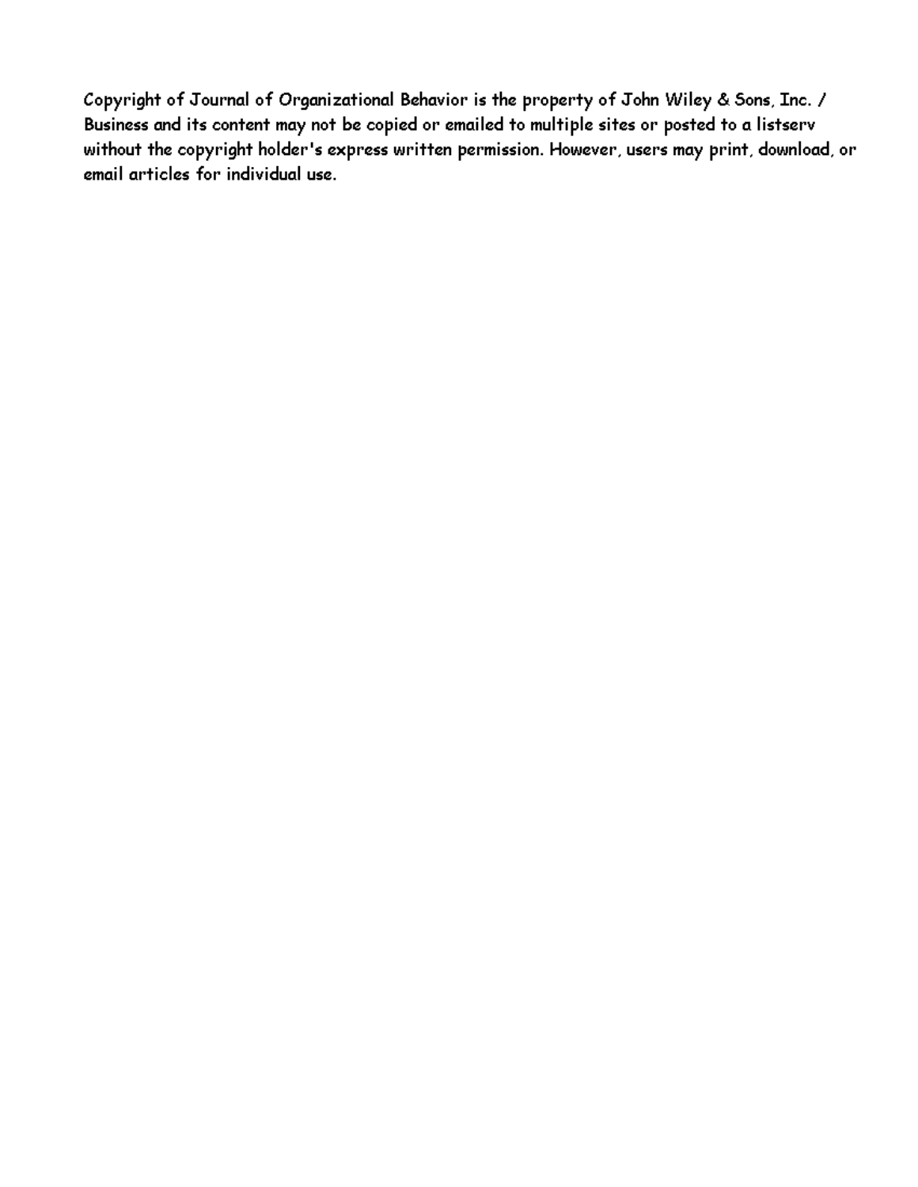Copyright of Journal of Organizational Behavior is the property of John Wiley & Sons, Inc. / Business and its content may not be copied or emailed to multiple sites or posted to a listserv without the copyright holder's express written permission. However, users may print, download, or email articles for individual use.